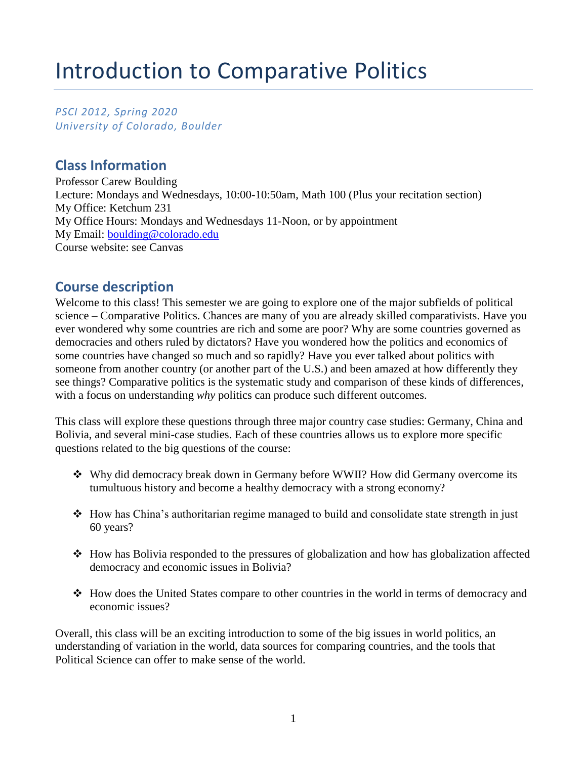# Introduction to Comparative Politics

*PSCI 2012, Spring 2020*
*University of Colorado, Boulder*

## Class Information

Professor Carew Boulding
Lecture: Mondays and Wednesdays, 10:00-10:50am, Math 100 (Plus your recitation section)
My Office: Ketchum 231
My Office Hours: Mondays and Wednesdays 11-Noon, or by appointment
My Email: boulding@colorado.edu
Course website: see Canvas

## Course description

Welcome to this class! This semester we are going to explore one of the major subfields of political science – Comparative Politics. Chances are many of you are already skilled comparativists. Have you ever wondered why some countries are rich and some are poor? Why are some countries governed as democracies and others ruled by dictators? Have you wondered how the politics and economics of some countries have changed so much and so rapidly? Have you ever talked about politics with someone from another country (or another part of the U.S.) and been amazed at how differently they see things? Comparative politics is the systematic study and comparison of these kinds of differences, with a focus on understanding *why* politics can produce such different outcomes.

This class will explore these questions through three major country case studies: Germany, China and Bolivia, and several mini-case studies. Each of these countries allows us to explore more specific questions related to the big questions of the course:

- Why did democracy break down in Germany before WWII? How did Germany overcome its tumultuous history and become a healthy democracy with a strong economy?

- How has China's authoritarian regime managed to build and consolidate state strength in just 60 years?

- How has Bolivia responded to the pressures of globalization and how has globalization affected democracy and economic issues in Bolivia?

- How does the United States compare to other countries in the world in terms of democracy and economic issues?

Overall, this class will be an exciting introduction to some of the big issues in world politics, an understanding of variation in the world, data sources for comparing countries, and the tools that Political Science can offer to make sense of the world.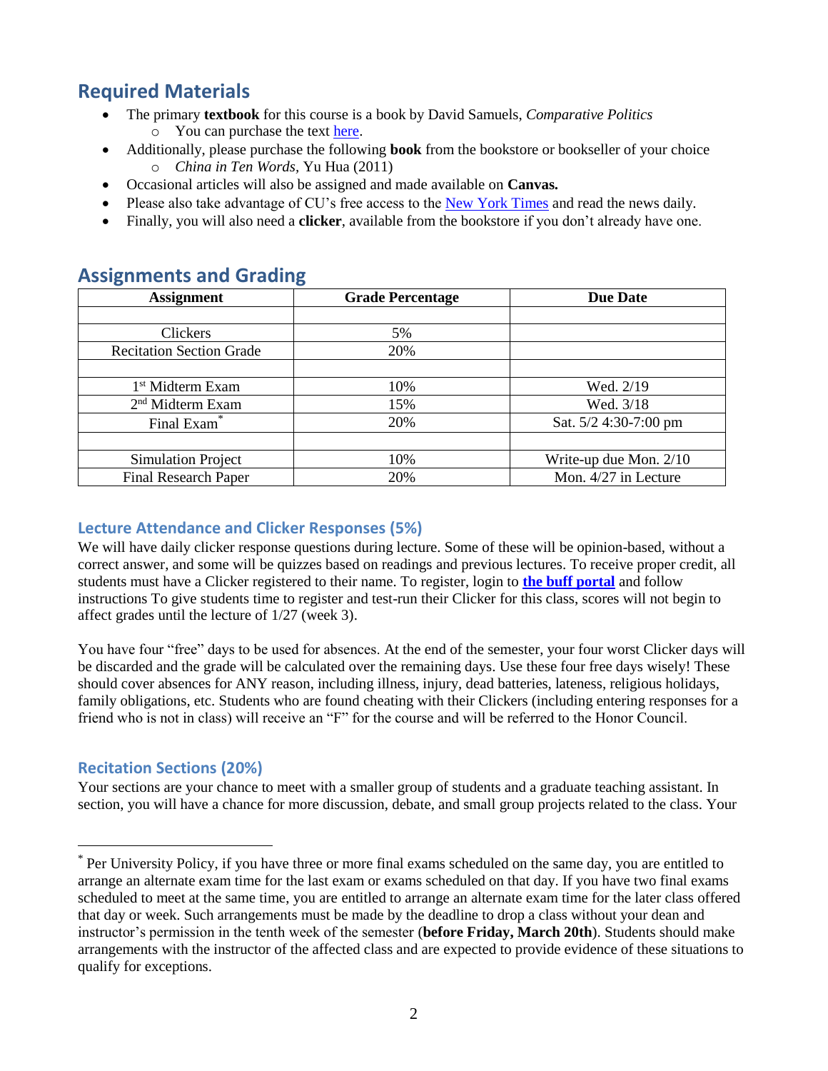## Required Materials

- The primary **textbook** for this course is a book by David Samuels, *Comparative Politics*
  - You can purchase the text here.
- Additionally, please purchase the following **book** from the bookstore or bookseller of your choice
  - *China in Ten Words*, Yu Hua (2011)
- Occasional articles will also be assigned and made available on **Canvas.**
- Please also take advantage of CU's free access to the New York Times and read the news daily.
- Finally, you will also need a **clicker**, available from the bookstore if you don't already have one.

## Assignments and Grading

| Assignment | Grade Percentage | Due Date |
|---|---|---|
| | | |
| Clickers | 5% | |
| Recitation Section Grade | 20% | |
| | | |
| 1st Midterm Exam | 10% | Wed. 2/19 |
| 2nd Midterm Exam | 15% | Wed. 3/18 |
| Final Exam* | 20% | Sat. 5/2 4:30-7:00 pm |
| | | |
| Simulation Project | 10% | Write-up due Mon. 2/10 |
| Final Research Paper | 20% | Mon. 4/27 in Lecture |

### Lecture Attendance and Clicker Responses (5%)

We will have daily clicker response questions during lecture. Some of these will be opinion-based, without a correct answer, and some will be quizzes based on readings and previous lectures. To receive proper credit, all students must have a Clicker registered to their name. To register, login to **the buff portal** and follow instructions To give students time to register and test-run their Clicker for this class, scores will not begin to affect grades until the lecture of 1/27 (week 3).

You have four "free" days to be used for absences. At the end of the semester, your four worst Clicker days will be discarded and the grade will be calculated over the remaining days. Use these four free days wisely! These should cover absences for ANY reason, including illness, injury, dead batteries, lateness, religious holidays, family obligations, etc. Students who are found cheating with their Clickers (including entering responses for a friend who is not in class) will receive an "F" for the course and will be referred to the Honor Council.

### Recitation Sections (20%)

Your sections are your chance to meet with a smaller group of students and a graduate teaching assistant. In section, you will have a chance for more discussion, debate, and small group projects related to the class. Your

---

* Per University Policy, if you have three or more final exams scheduled on the same day, you are entitled to arrange an alternate exam time for the last exam or exams scheduled on that day. If you have two final exams scheduled to meet at the same time, you are entitled to arrange an alternate exam time for the later class offered that day or week. Such arrangements must be made by the deadline to drop a class without your dean and instructor's permission in the tenth week of the semester (**before Friday, March 20th**). Students should make arrangements with the instructor of the affected class and are expected to provide evidence of these situations to qualify for exceptions.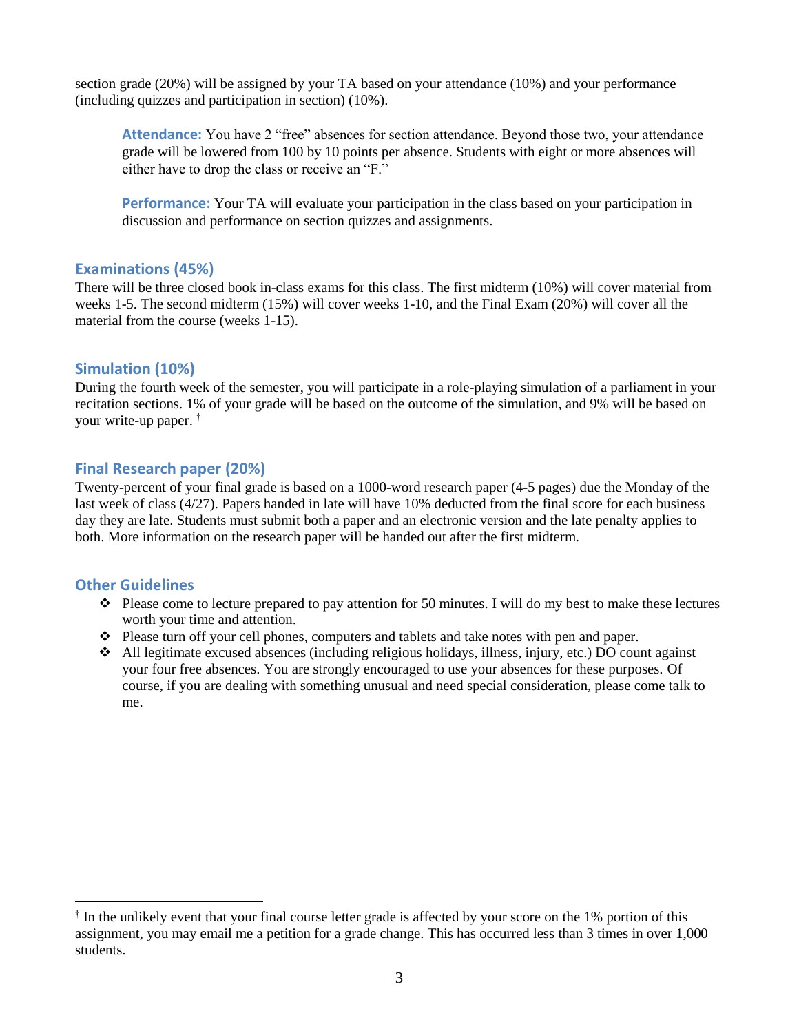section grade (20%) will be assigned by your TA based on your attendance (10%) and your performance (including quizzes and participation in section) (10%).

> **Attendance:** You have 2 "free" absences for section attendance. Beyond those two, your attendance grade will be lowered from 100 by 10 points per absence. Students with eight or more absences will either have to drop the class or receive an "F."
>
> **Performance:** Your TA will evaluate your participation in the class based on your participation in discussion and performance on section quizzes and assignments.

## Examinations (45%)

There will be three closed book in-class exams for this class. The first midterm (10%) will cover material from weeks 1-5. The second midterm (15%) will cover weeks 1-10, and the Final Exam (20%) will cover all the material from the course (weeks 1-15).

## Simulation (10%)

During the fourth week of the semester, you will participate in a role-playing simulation of a parliament in your recitation sections. 1% of your grade will be based on the outcome of the simulation, and 9% will be based on your write-up paper. [†]

## Final Research paper (20%)

Twenty-percent of your final grade is based on a 1000-word research paper (4-5 pages) due the Monday of the last week of class (4/27). Papers handed in late will have 10% deducted from the final score for each business day they are late. Students must submit both a paper and an electronic version and the late penalty applies to both. More information on the research paper will be handed out after the first midterm.

## Other Guidelines

- Please come to lecture prepared to pay attention for 50 minutes. I will do my best to make these lectures worth your time and attention.
- Please turn off your cell phones, computers and tablets and take notes with pen and paper.
- All legitimate excused absences (including religious holidays, illness, injury, etc.) DO count against your four free absences. You are strongly encouraged to use your absences for these purposes. Of course, if you are dealing with something unusual and need special consideration, please come talk to me.

---

[†] In the unlikely event that your final course letter grade is affected by your score on the 1% portion of this assignment, you may email me a petition for a grade change. This has occurred less than 3 times in over 1,000 students.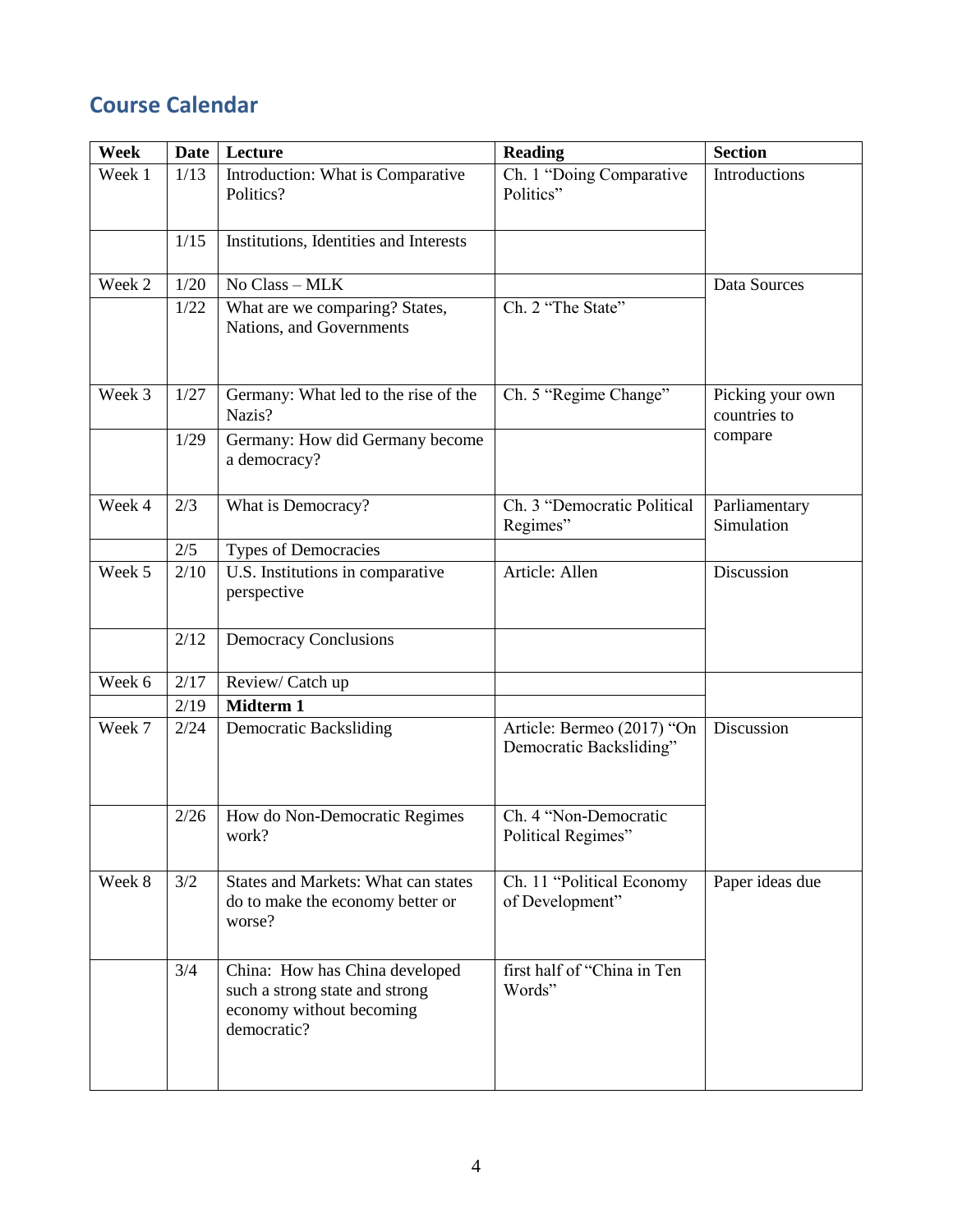## Course Calendar

| Week | Date | Lecture | Reading | Section |
|---|---|---|---|---|
| Week 1 | 1/13 | Introduction: What is Comparative Politics? | Ch. 1 "Doing Comparative Politics" | Introductions |
| | 1/15 | Institutions, Identities and Interests | | |
| Week 2 | 1/20 | No Class – MLK | | Data Sources |
| | 1/22 | What are we comparing? States, Nations, and Governments | Ch. 2 "The State" | |
| Week 3 | 1/27 | Germany: What led to the rise of the Nazis? | Ch. 5 "Regime Change" | Picking your own countries to compare |
| | 1/29 | Germany: How did Germany become a democracy? | | |
| Week 4 | 2/3 | What is Democracy? | Ch. 3 "Democratic Political Regimes" | Parliamentary Simulation |
| | 2/5 | Types of Democracies | | |
| Week 5 | 2/10 | U.S. Institutions in comparative perspective | Article: Allen | Discussion |
| | 2/12 | Democracy Conclusions | | |
| Week 6 | 2/17 | Review/ Catch up | | |
| | 2/19 | **Midterm 1** | | |
| Week 7 | 2/24 | Democratic Backsliding | Article: Bermeo (2017) "On Democratic Backsliding" | Discussion |
| | 2/26 | How do Non-Democratic Regimes work? | Ch. 4 "Non-Democratic Political Regimes" | |
| Week 8 | 3/2 | States and Markets: What can states do to make the economy better or worse? | Ch. 11 "Political Economy of Development" | Paper ideas due |
| | 3/4 | China: How has China developed such a strong state and strong economy without becoming democratic? | first half of "China in Ten Words" | |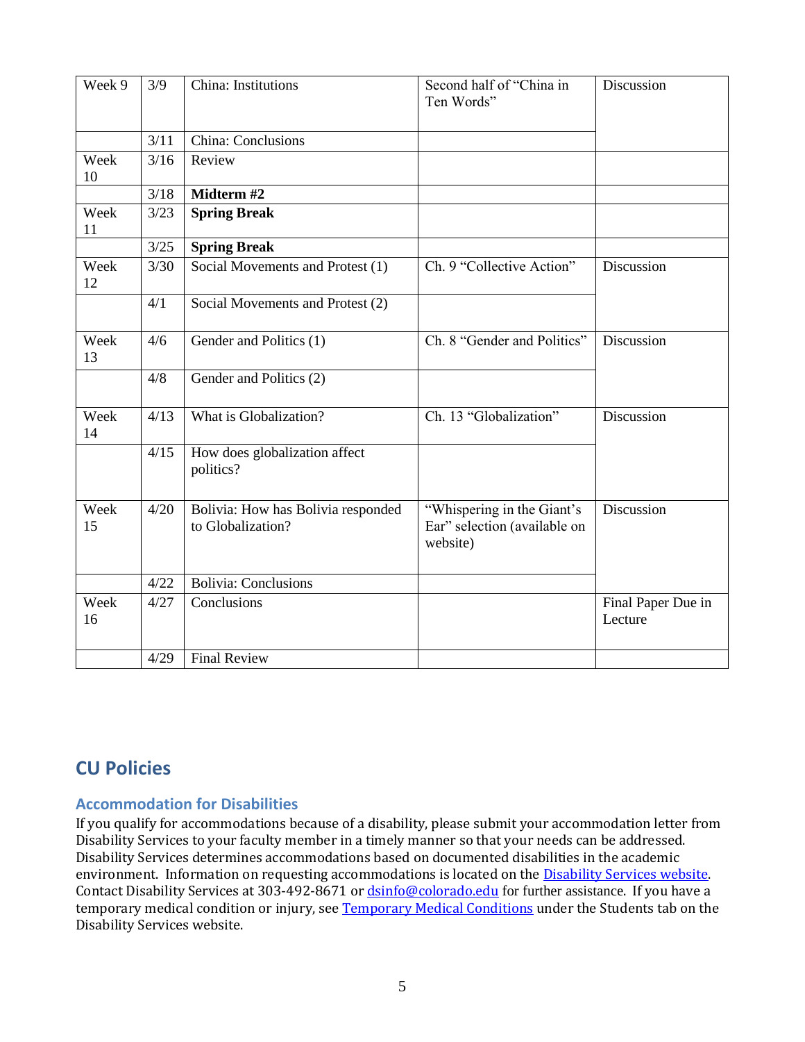| Week 9 | 3/9 | China: Institutions | Second half of "China in Ten Words" | Discussion |
|---|---|---|---|---|
| | 3/11 | China: Conclusions | | |
| Week 10 | 3/16 | Review | | |
| | 3/18 | **Midterm #2** | | |
| Week 11 | 3/23 | **Spring Break** | | |
| | 3/25 | **Spring Break** | | |
| Week 12 | 3/30 | Social Movements and Protest (1) | Ch. 9 "Collective Action" | Discussion |
| | 4/1 | Social Movements and Protest (2) | | |
| Week 13 | 4/6 | Gender and Politics (1) | Ch. 8 "Gender and Politics" | Discussion |
| | 4/8 | Gender and Politics (2) | | |
| Week 14 | 4/13 | What is Globalization? | Ch. 13 "Globalization" | Discussion |
| | 4/15 | How does globalization affect politics? | | |
| Week 15 | 4/20 | Bolivia: How has Bolivia responded to Globalization? | "Whispering in the Giant's Ear" selection (available on website) | Discussion |
| | 4/22 | Bolivia: Conclusions | | |
| Week 16 | 4/27 | Conclusions | | Final Paper Due in Lecture |
| | 4/29 | Final Review | | |

## CU Policies

### Accommodation for Disabilities

If you qualify for accommodations because of a disability, please submit your accommodation letter from Disability Services to your faculty member in a timely manner so that your needs can be addressed. Disability Services determines accommodations based on documented disabilities in the academic environment. Information on requesting accommodations is located on the [Disability Services website](). Contact Disability Services at 303-492-8671 or [dsinfo@colorado.edu]() for further assistance. If you have a temporary medical condition or injury, see [Temporary Medical Conditions]() under the Students tab on the Disability Services website.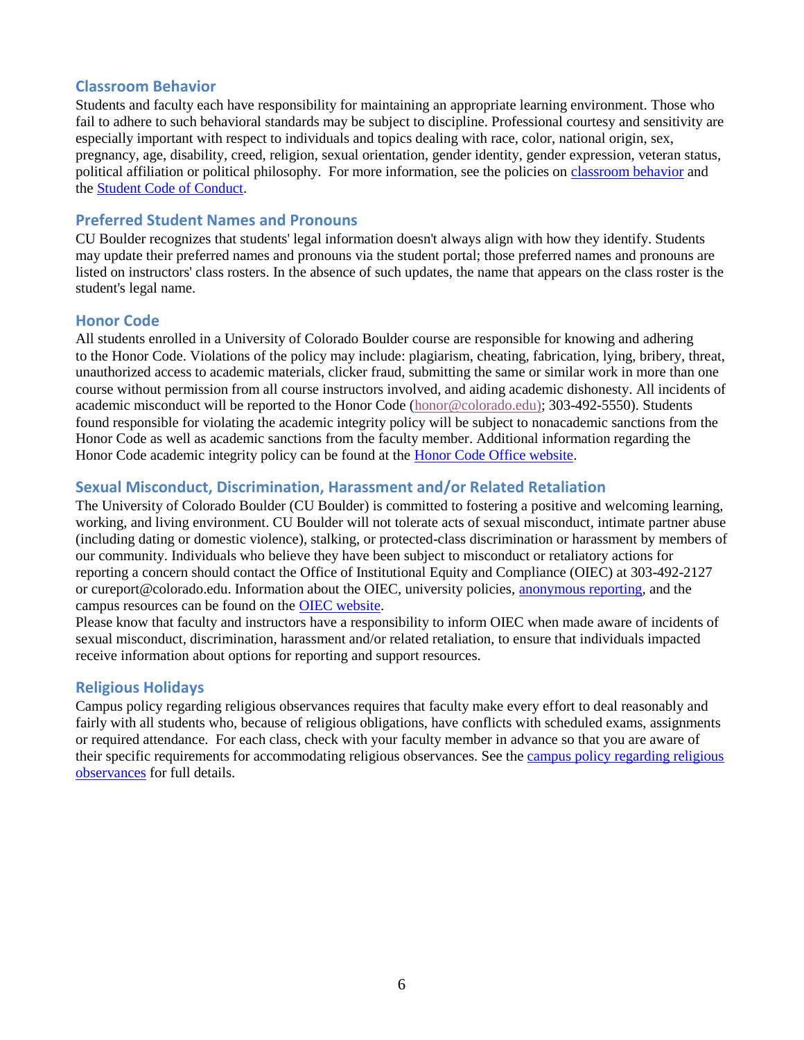## Classroom Behavior

Students and faculty each have responsibility for maintaining an appropriate learning environment. Those who fail to adhere to such behavioral standards may be subject to discipline. Professional courtesy and sensitivity are especially important with respect to individuals and topics dealing with race, color, national origin, sex, pregnancy, age, disability, creed, religion, sexual orientation, gender identity, gender expression, veteran status, political affiliation or political philosophy. For more information, see the policies on classroom behavior and the Student Code of Conduct.

## Preferred Student Names and Pronouns

CU Boulder recognizes that students' legal information doesn't always align with how they identify. Students may update their preferred names and pronouns via the student portal; those preferred names and pronouns are listed on instructors' class rosters. In the absence of such updates, the name that appears on the class roster is the student's legal name.

## Honor Code

All students enrolled in a University of Colorado Boulder course are responsible for knowing and adhering to the Honor Code. Violations of the policy may include: plagiarism, cheating, fabrication, lying, bribery, threat, unauthorized access to academic materials, clicker fraud, submitting the same or similar work in more than one course without permission from all course instructors involved, and aiding academic dishonesty. All incidents of academic misconduct will be reported to the Honor Code (honor@colorado.edu); 303-492-5550). Students found responsible for violating the academic integrity policy will be subject to nonacademic sanctions from the Honor Code as well as academic sanctions from the faculty member. Additional information regarding the Honor Code academic integrity policy can be found at the Honor Code Office website.

## Sexual Misconduct, Discrimination, Harassment and/or Related Retaliation

The University of Colorado Boulder (CU Boulder) is committed to fostering a positive and welcoming learning, working, and living environment. CU Boulder will not tolerate acts of sexual misconduct, intimate partner abuse (including dating or domestic violence), stalking, or protected-class discrimination or harassment by members of our community. Individuals who believe they have been subject to misconduct or retaliatory actions for reporting a concern should contact the Office of Institutional Equity and Compliance (OIEC) at 303-492-2127 or cureport@colorado.edu. Information about the OIEC, university policies, anonymous reporting, and the campus resources can be found on the OIEC website.

Please know that faculty and instructors have a responsibility to inform OIEC when made aware of incidents of sexual misconduct, discrimination, harassment and/or related retaliation, to ensure that individuals impacted receive information about options for reporting and support resources.

## Religious Holidays

Campus policy regarding religious observances requires that faculty make every effort to deal reasonably and fairly with all students who, because of religious obligations, have conflicts with scheduled exams, assignments or required attendance. For each class, check with your faculty member in advance so that you are aware of their specific requirements for accommodating religious observances. See the campus policy regarding religious observances for full details.